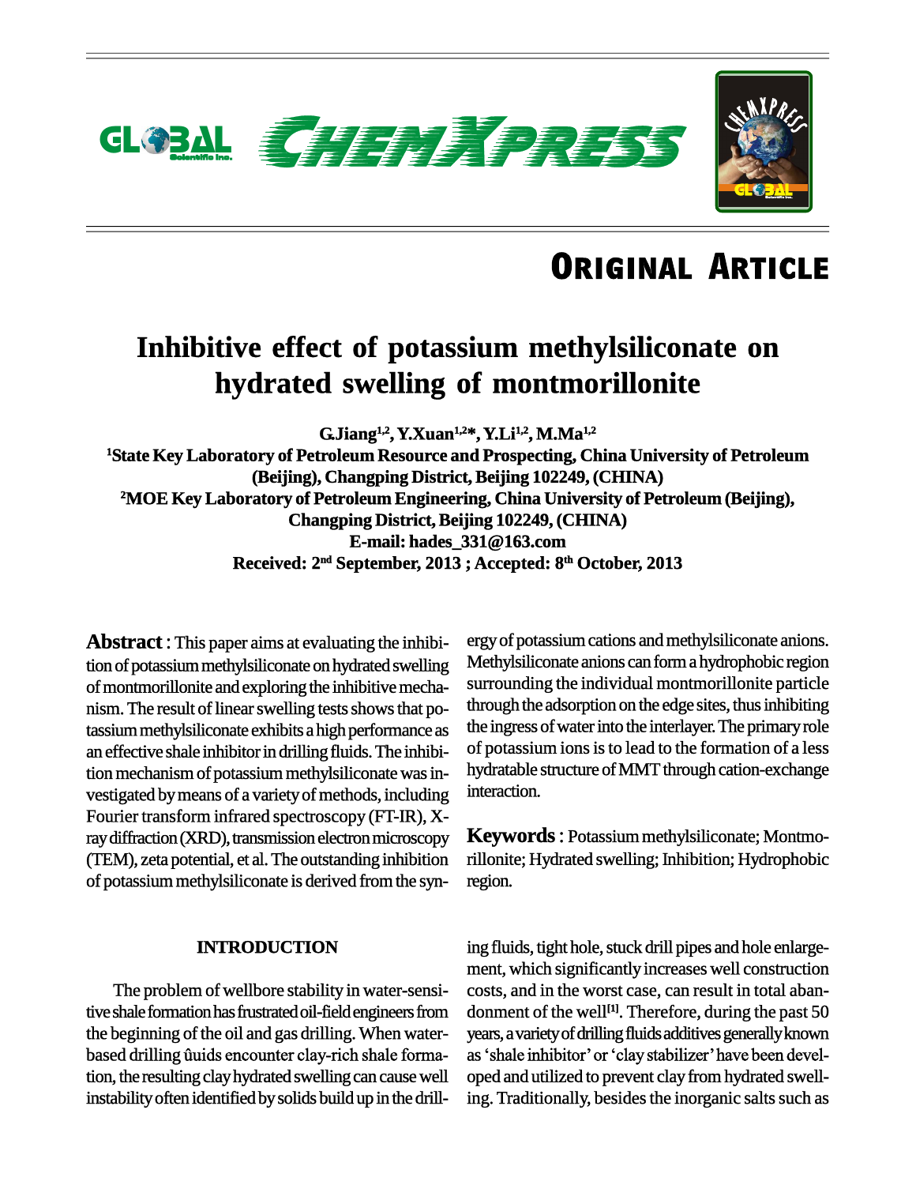ORIGINAL ARTICLE

# Inhibitive effect of potassium methylsiliconate on hydrated swelling of montmorillonite

**G.Jiang[1,2], Y.Xuan[1,2]*, Y.Li[1,2], M.Ma[1,2]**

[1]State Key Laboratory of Petroleum Resource and Prospecting, China University of Petroleum (Beijing), Changping District, Beijing 102249, (CHINA)

[2]MOE Key Laboratory of Petroleum Engineering, China University of Petroleum (Beijing), Changping District, Beijing 102249, (CHINA)

E-mail: hades_331@163.com

Received: 2nd September, 2013 ; Accepted: 8th October, 2013

**Abstract** : This paper aims at evaluating the inhibition of potassium methylsiliconate on hydrated swelling of montmorillonite and exploring the inhibitive mechanism. The result of linear swelling tests shows that potassium methylsiliconate exhibits a high performance as an effective shale inhibitor in drilling fluids. The inhibition mechanism of potassium methylsiliconate was investigated by means of a variety of methods, including Fourier transform infrared spectroscopy (FT-IR), X-ray diffraction (XRD), transmission electron microscopy (TEM), zeta potential, et al. The outstanding inhibition of potassium methylsiliconate is derived from the synergy of potassium cations and methylsiliconate anions. Methylsiliconate anions can form a hydrophobic region surrounding the individual montmorillonite particle through the adsorption on the edge sites, thus inhibiting the ingress of water into the interlayer. The primary role of potassium ions is to lead to the formation of a less hydratable structure of MMT through cation-exchange interaction.

**Keywords** : Potassium methylsiliconate; Montmorillonite; Hydrated swelling; Inhibition; Hydrophobic region.

## INTRODUCTION

The problem of wellbore stability in water-sensitive shale formation has frustrated oil-field engineers from the beginning of the oil and gas drilling. When water-based drilling ûuids encounter clay-rich shale formation, the resulting clay hydrated swelling can cause well instability often identified by solids build up in the drilling fluids, tight hole, stuck drill pipes and hole enlargement, which significantly increases well construction costs, and in the worst case, can result in total abandonment of the well[1]. Therefore, during the past 50 years, a variety of drilling fluids additives generally known as 'shale inhibitor' or 'clay stabilizer' have been developed and utilized to prevent clay from hydrated swelling. Traditionally, besides the inorganic salts such as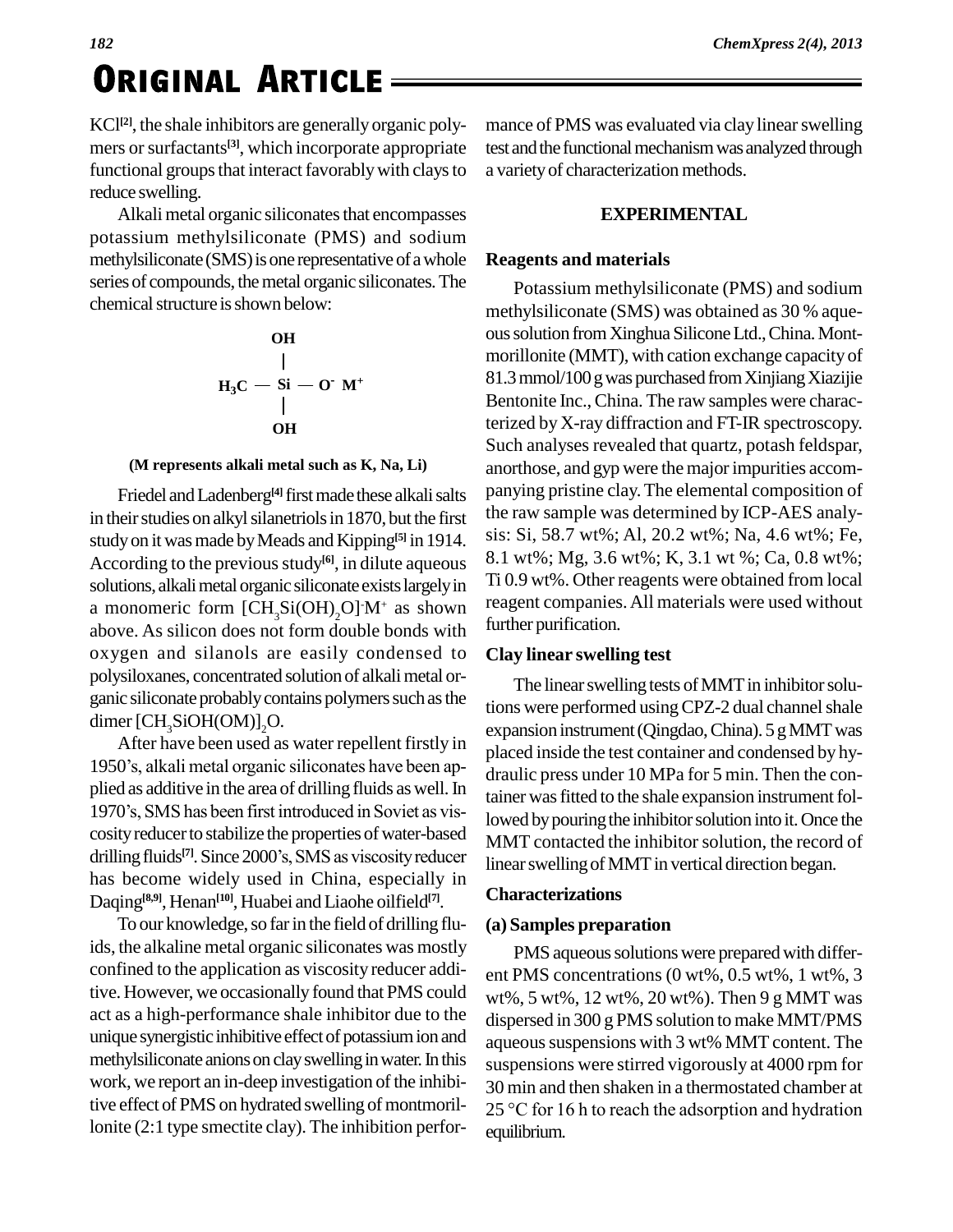KCl[2], the shale inhibitors are generally organic polymers or surfactants[3], which incorporate appropriate functional groups that interact favorably with clays to reduce swelling.

Alkali metal organic siliconates that encompasses potassium methylsiliconate (PMS) and sodium methylsiliconate (SMS) is one representative of a whole series of compounds, the metal organic siliconates. The chemical structure is shown below:

$$H_3C - \underset{\displaystyle OH}{\overset{\displaystyle OH}{\underset{|}{\overset{|}{Si}}}} - O^- \ M^+$$

**(M represents alkali metal such as K, Na, Li)**

Friedel and Ladenberg[4] first made these alkali salts in their studies on alkyl silanetriols in 1870, but the first study on it was made by Meads and Kipping[5] in 1914. According to the previous study[6], in dilute aqueous solutions, alkali metal organic siliconate exists largely in a monomeric form $[CH_3Si(OH)_2O]^-M^+$ as shown above. As silicon does not form double bonds with oxygen and silanols are easily condensed to polysiloxanes, concentrated solution of alkali metal organic siliconate probably contains polymers such as the dimer $[CH_3SiOH(OM)]_2O$.

After have been used as water repellent firstly in 1950's, alkali metal organic siliconates have been applied as additive in the area of drilling fluids as well. In 1970's, SMS has been first introduced in Soviet as viscosity reducer to stabilize the properties of water-based drilling fluids[7]. Since 2000's, SMS as viscosity reducer has become widely used in China, especially in Daqing[8,9], Henan[10], Huabei and Liaohe oilfield[7].

To our knowledge, so far in the field of drilling fluids, the alkaline metal organic siliconates was mostly confined to the application as viscosity reducer additive. However, we occasionally found that PMS could act as a high-performance shale inhibitor due to the unique synergistic inhibitive effect of potassium ion and methylsiliconate anions on clay swelling in water. In this work, we report an in-deep investigation of the inhibitive effect of PMS on hydrated swelling of montmorillonite (2:1 type smectite clay). The inhibition performance of PMS was evaluated via clay linear swelling test and the functional mechanism was analyzed through a variety of characterization methods.

## EXPERIMENTAL

### Reagents and materials

Potassium methylsiliconate (PMS) and sodium methylsiliconate (SMS) was obtained as 30 % aqueous solution from Xinghua Silicone Ltd., China. Montmorillonite (MMT), with cation exchange capacity of 81.3 mmol/100 g was purchased from Xinjiang Xiazijie Bentonite Inc., China. The raw samples were characterized by X-ray diffraction and FT-IR spectroscopy. Such analyses revealed that quartz, potash feldspar, anorthose, and gyp were the major impurities accompanying pristine clay. The elemental composition of the raw sample was determined by ICP-AES analysis: Si, 58.7 wt%; Al, 20.2 wt%; Na, 4.6 wt%; Fe, 8.1 wt%; Mg, 3.6 wt%; K, 3.1 wt %; Ca, 0.8 wt%; Ti 0.9 wt%. Other reagents were obtained from local reagent companies. All materials were used without further purification.

### Clay linear swelling test

The linear swelling tests of MMT in inhibitor solutions were performed using CPZ-2 dual channel shale expansion instrument (Qingdao, China). 5 g MMT was placed inside the test container and condensed by hydraulic press under 10 MPa for 5 min. Then the container was fitted to the shale expansion instrument followed by pouring the inhibitor solution into it. Once the MMT contacted the inhibitor solution, the record of linear swelling of MMT in vertical direction began.

### Characterizations

#### (a) Samples preparation

PMS aqueous solutions were prepared with different PMS concentrations (0 wt%, 0.5 wt%, 1 wt%, 3 wt%, 5 wt%, 12 wt%, 20 wt%). Then 9 g MMT was dispersed in 300 g PMS solution to make MMT/PMS aqueous suspensions with 3 wt% MMT content. The suspensions were stirred vigorously at 4000 rpm for 30 min and then shaken in a thermostated chamber at 25 °C for 16 h to reach the adsorption and hydration equilibrium.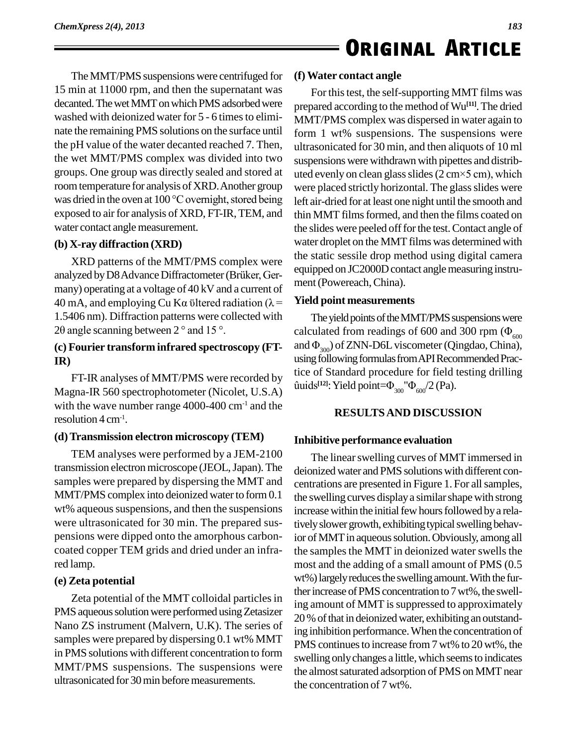The MMT/PMS suspensions were centrifuged for 15 min at 11000 rpm, and then the supernatant was decanted. The wet MMT on which PMS adsorbed were washed with deionized water for 5 - 6 times to eliminate the remaining PMS solutions on the surface until the pH value of the water decanted reached 7. Then, the wet MMT/PMS complex was divided into two groups. One group was directly sealed and stored at room temperature for analysis of XRD. Another group was dried in the oven at 100 °C overnight, stored being exposed to air for analysis of XRD, FT-IR, TEM, and water contact angle measurement.

### (b) X-ray diffraction (XRD)

XRD patterns of the MMT/PMS complex were analyzed by D8 Advance Diffractometer (Brüker, Germany) operating at a voltage of 40 kV and a current of 40 mA, and employing Cu Kα ültered radiation ($\lambda$ = 1.5406 nm). Diffraction patterns were collected with $2\theta$ angle scanning between 2 ° and 15 °.

### (c) Fourier transform infrared spectroscopy (FT-IR)

FT-IR analyses of MMT/PMS were recorded by Magna-IR 560 spectrophotometer (Nicolet, U.S.A) with the wave number range 4000-400 $cm^{-1}$ and the resolution 4 $cm^{-1}$.

### (d) Transmission electron microscopy (TEM)

TEM analyses were performed by a JEM-2100 transmission electron microscope (JEOL, Japan). The samples were prepared by dispersing the MMT and MMT/PMS complex into deionized water to form 0.1 wt% aqueous suspensions, and then the suspensions were ultrasonicated for 30 min. The prepared suspensions were dipped onto the amorphous carbon-coated copper TEM grids and dried under an infrared lamp.

### (e) Zeta potential

Zeta potential of the MMT colloidal particles in PMS aqueous solution were performed using Zetasizer Nano ZS instrument (Malvern, U.K). The series of samples were prepared by dispersing 0.1 wt% MMT in PMS solutions with different concentration to form MMT/PMS suspensions. The suspensions were ultrasonicated for 30 min before measurements.

### (f) Water contact angle

For this test, the self-supporting MMT films was prepared according to the method of Wu[11]. The dried MMT/PMS complex was dispersed in water again to form 1 wt% suspensions. The suspensions were ultrasonicated for 30 min, and then aliquots of 10 ml suspensions were withdrawn with pipettes and distributed evenly on clean glass slides (2 cm×5 cm), which were placed strictly horizontal. The glass slides were left air-dried for at least one night until the smooth and thin MMT films formed, and then the films coated on the slides were peeled off for the test. Contact angle of water droplet on the MMT films was determined with the static sessile drop method using digital camera equipped on JC2000D contact angle measuring instrument (Powereach, China).

### Yield point measurements

The yield points of the MMT/PMS suspensions were calculated from readings of 600 and 300 rpm ($\Phi_{600}$ and $\Phi_{300}$) of ZNN-D6L viscometer (Qingdao, China), using following formulas from API Recommended Practice of Standard procedure for field testing drilling ûuids[12]: Yield point=$\Phi_{300}$"$\Phi_{600}$/2 (Pa).

## RESULTS AND DISCUSSION

### Inhibitive performance evaluation

The linear swelling curves of MMT immersed in deionized water and PMS solutions with different concentrations are presented in Figure 1. For all samples, the swelling curves display a similar shape with strong increase within the initial few hours followed by a relatively slower growth, exhibiting typical swelling behavior of MMT in aqueous solution. Obviously, among all the samples the MMT in deionized water swells the most and the adding of a small amount of PMS (0.5 wt%) largely reduces the swelling amount. With the further increase of PMS concentration to 7 wt%, the swelling amount of MMT is suppressed to approximately 20 % of that in deionized water, exhibiting an outstanding inhibition performance. When the concentration of PMS continues to increase from 7 wt% to 20 wt%, the swelling only changes a little, which seems to indicates the almost saturated adsorption of PMS on MMT near the concentration of 7 wt%.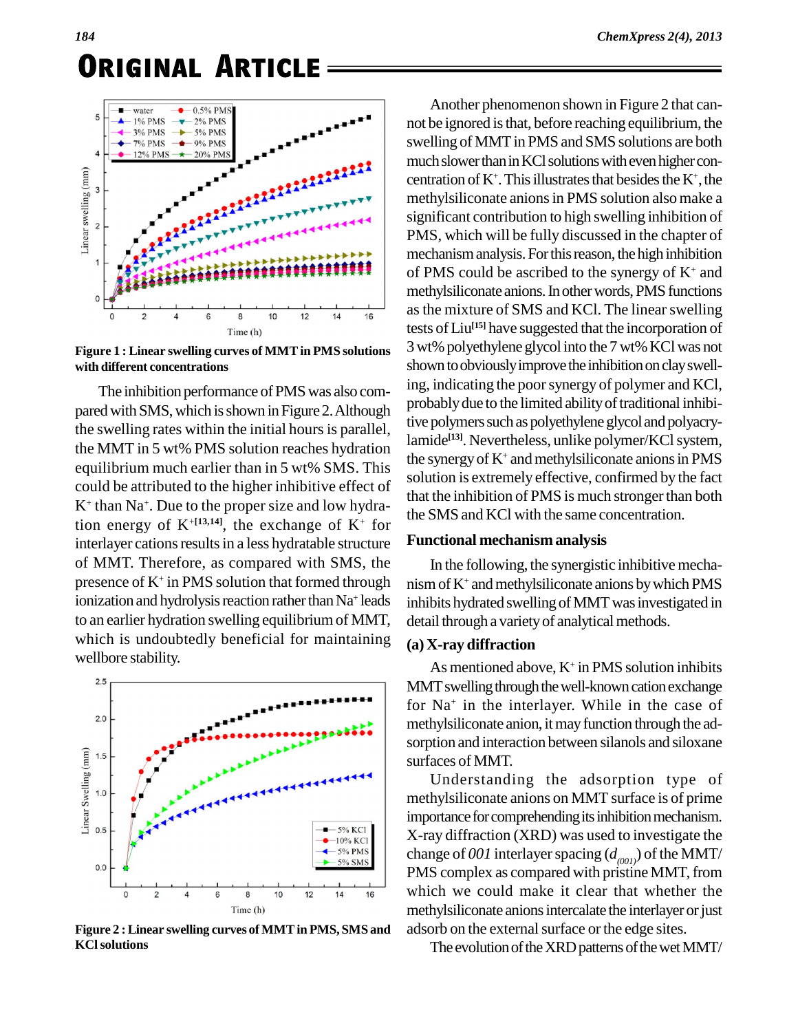Figure 1 : Linear swelling curves of MMT in PMS solutions with different concentrations

The inhibition performance of PMS was also compared with SMS, which is shown in Figure 2. Although the swelling rates within the initial hours is parallel, the MMT in 5 wt% PMS solution reaches hydration equilibrium much earlier than in 5 wt% SMS. This could be attributed to the higher inhibitive effect of $K^+$ than $Na^+$. Due to the proper size and low hydration energy of $K^+$[13,14], the exchange of $K^+$ for interlayer cations results in a less hydratable structure of MMT. Therefore, as compared with SMS, the presence of $K^+$ in PMS solution that formed through ionization and hydrolysis reaction rather than $Na^+$ leads to an earlier hydration swelling equilibrium of MMT, which is undoubtedly beneficial for maintaining wellbore stability.

Figure 2 : Linear swelling curves of MMT in PMS, SMS and KCl solutions

Another phenomenon shown in Figure 2 that cannot be ignored is that, before reaching equilibrium, the swelling of MMT in PMS and SMS solutions are both much slower than in KCl solutions with even higher concentration of $K^+$. This illustrates that besides the $K^+$, the methylsiliconate anions in PMS solution also make a significant contribution to high swelling inhibition of PMS, which will be fully discussed in the chapter of mechanism analysis. For this reason, the high inhibition of PMS could be ascribed to the synergy of $K^+$ and methylsiliconate anions. In other words, PMS functions as the mixture of SMS and KCl. The linear swelling tests of Liu[15] have suggested that the incorporation of 3 wt% polyethylene glycol into the 7 wt% KCl was not shown to obviously improve the inhibition on clay swelling, indicating the poor synergy of polymer and KCl, probably due to the limited ability of traditional inhibitive polymers such as polyethylene glycol and polyacrylamide[13]. Nevertheless, unlike polymer/KCl system, the synergy of $K^+$ and methylsiliconate anions in PMS solution is extremely effective, confirmed by the fact that the inhibition of PMS is much stronger than both the SMS and KCl with the same concentration.

## Functional mechanism analysis

In the following, the synergistic inhibitive mechanism of $K^+$ and methylsiliconate anions by which PMS inhibits hydrated swelling of MMT was investigated in detail through a variety of analytical methods.

### (a) X-ray diffraction

As mentioned above, $K^+$ in PMS solution inhibits MMT swelling through the well-known cation exchange for $Na^+$ in the interlayer. While in the case of methylsiliconate anion, it may function through the adsorption and interaction between silanols and siloxane surfaces of MMT.

Understanding the adsorption type of methylsiliconate anions on MMT surface is of prime importance for comprehending its inhibition mechanism. X-ray diffraction (XRD) was used to investigate the change of *001* interlayer spacing ($d_{(001)}$) of the MMT/PMS complex as compared with pristine MMT, from which we could make it clear that whether the methylsiliconate anions intercalate the interlayer or just adsorb on the external surface or the edge sites.

The evolution of the XRD patterns of the wet MMT/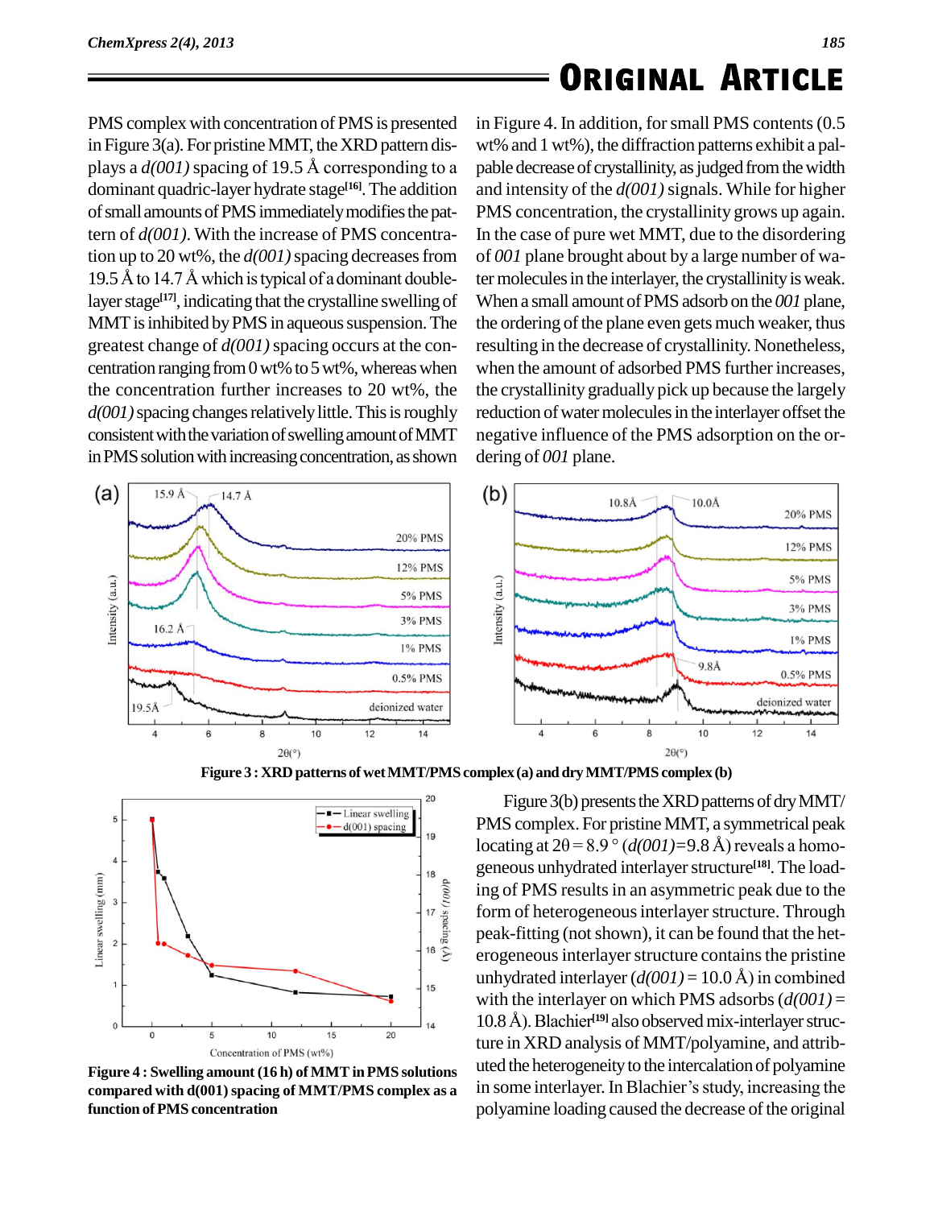PMS complex with concentration of PMS is presented in Figure 3(a). For pristine MMT, the XRD pattern displays a *d(001)* spacing of 19.5 Å corresponding to a dominant quadric-layer hydrate stage[16]. The addition of small amounts of PMS immediately modifies the pattern of *d(001)*. With the increase of PMS concentration up to 20 wt%, the *d(001)* spacing decreases from 19.5 Å to 14.7 Å which is typical of a dominant double-layer stage[17], indicating that the crystalline swelling of MMT is inhibited by PMS in aqueous suspension. The greatest change of *d(001)* spacing occurs at the concentration ranging from 0 wt% to 5 wt%, whereas when the concentration further increases to 20 wt%, the *d(001)* spacing changes relatively little. This is roughly consistent with the variation of swelling amount of MMT in PMS solution with increasing concentration, as shown in Figure 4. In addition, for small PMS contents (0.5 wt% and 1 wt%), the diffraction patterns exhibit a palpable decrease of crystallinity, as judged from the width and intensity of the *d(001)* signals. While for higher PMS concentration, the crystallinity grows up again. In the case of pure wet MMT, due to the disordering of *001* plane brought about by a large number of water molecules in the interlayer, the crystallinity is weak. When a small amount of PMS adsorb on the *001* plane, the ordering of the plane even gets much weaker, thus resulting in the decrease of crystallinity. Nonetheless, when the amount of adsorbed PMS further increases, the crystallinity gradually pick up because the largely reduction of water molecules in the interlayer offset the negative influence of the PMS adsorption on the ordering of *001* plane.

**Figure 3 : XRD patterns of wet MMT/PMS complex (a) and dry MMT/PMS complex (b)**

**Figure 4 : Swelling amount (16 h) of MMT in PMS solutions compared with d(001) spacing of MMT/PMS complex as a function of PMS concentration**

Figure 3(b) presents the XRD patterns of dry MMT/PMS complex. For pristine MMT, a symmetrical peak locating at $2\theta = 8.9°$ (*d(001)*=9.8 Å) reveals a homogeneous unhydrated interlayer structure[18]. The loading of PMS results in an asymmetric peak due to the form of heterogeneous interlayer structure. Through peak-fitting (not shown), it can be found that the heterogeneous interlayer structure contains the pristine unhydrated interlayer (*d(001)* = 10.0 Å) in combined with the interlayer on which PMS adsorbs (*d(001)* = 10.8 Å). Blachier[19] also observed mix-interlayer structure in XRD analysis of MMT/polyamine, and attributed the heterogeneity to the intercalation of polyamine in some interlayer. In Blachier's study, increasing the polyamine loading caused the decrease of the original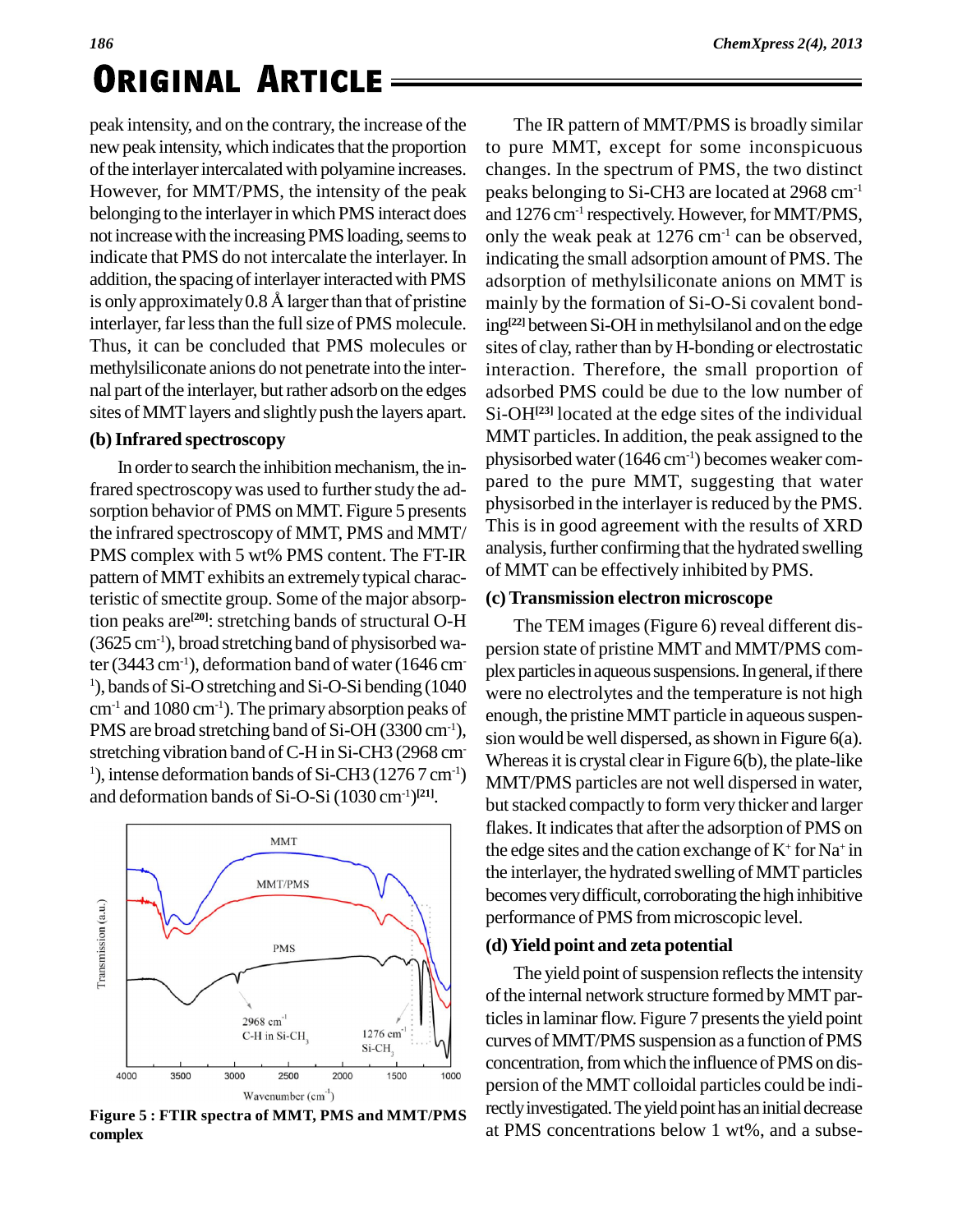peak intensity, and on the contrary, the increase of the new peak intensity, which indicates that the proportion of the interlayer intercalated with polyamine increases. However, for MMT/PMS, the intensity of the peak belonging to the interlayer in which PMS interact does not increase with the increasing PMS loading, seems to indicate that PMS do not intercalate the interlayer. In addition, the spacing of interlayer interacted with PMS is only approximately 0.8 Å larger than that of pristine interlayer, far less than the full size of PMS molecule. Thus, it can be concluded that PMS molecules or methylsiliconate anions do not penetrate into the internal part of the interlayer, but rather adsorb on the edges sites of MMT layers and slightly push the layers apart.

### (b) Infrared spectroscopy

In order to search the inhibition mechanism, the infrared spectroscopy was used to further study the adsorption behavior of PMS on MMT. Figure 5 presents the infrared spectroscopy of MMT, PMS and MMT/PMS complex with 5 wt% PMS content. The FT-IR pattern of MMT exhibits an extremely typical characteristic of smectite group. Some of the major absorption peaks are[20]: stretching bands of structural O-H (3625 $cm^{-1}$), broad stretching band of physisorbed water (3443 $cm^{-1}$), deformation band of water (1646 $cm^{-1}$), bands of Si-O stretching and Si-O-Si bending (1040 $cm^{-1}$ and 1080 $cm^{-1}$). The primary absorption peaks of PMS are broad stretching band of Si-OH (3300 $cm^{-1}$), stretching vibration band of C-H in Si-CH3 (2968 $cm^{-1}$), intense deformation bands of Si-CH3 (1276 7 $cm^{-1}$) and deformation bands of Si-O-Si (1030 $cm^{-1}$)[21].

Figure 5 : FTIR spectra of MMT, PMS and MMT/PMS complex

The IR pattern of MMT/PMS is broadly similar to pure MMT, except for some inconspicuous changes. In the spectrum of PMS, the two distinct peaks belonging to Si-CH3 are located at 2968 $cm^{-1}$ and 1276 $cm^{-1}$ respectively. However, for MMT/PMS, only the weak peak at 1276 $cm^{-1}$ can be observed, indicating the small adsorption amount of PMS. The adsorption of methylsiliconate anions on MMT is mainly by the formation of Si-O-Si covalent bonding[22] between Si-OH in methylsilanol and on the edge sites of clay, rather than by H-bonding or electrostatic interaction. Therefore, the small proportion of adsorbed PMS could be due to the low number of Si-OH[23] located at the edge sites of the individual MMT particles. In addition, the peak assigned to the physisorbed water (1646 $cm^{-1}$) becomes weaker compared to the pure MMT, suggesting that water physisorbed in the interlayer is reduced by the PMS. This is in good agreement with the results of XRD analysis, further confirming that the hydrated swelling of MMT can be effectively inhibited by PMS.

### (c) Transmission electron microscope

The TEM images (Figure 6) reveal different dispersion state of pristine MMT and MMT/PMS complex particles in aqueous suspensions. In general, if there were no electrolytes and the temperature is not high enough, the pristine MMT particle in aqueous suspension would be well dispersed, as shown in Figure 6(a). Whereas it is crystal clear in Figure 6(b), the plate-like MMT/PMS particles are not well dispersed in water, but stacked compactly to form very thicker and larger flakes. It indicates that after the adsorption of PMS on the edge sites and the cation exchange of $K^+$ for $Na^+$ in the interlayer, the hydrated swelling of MMT particles becomes very difficult, corroborating the high inhibitive performance of PMS from microscopic level.

### (d) Yield point and zeta potential

The yield point of suspension reflects the intensity of the internal network structure formed by MMT particles in laminar flow. Figure 7 presents the yield point curves of MMT/PMS suspension as a function of PMS concentration, from which the influence of PMS on dispersion of the MMT colloidal particles could be indirectly investigated. The yield point has an initial decrease at PMS concentrations below 1 wt%, and a subse-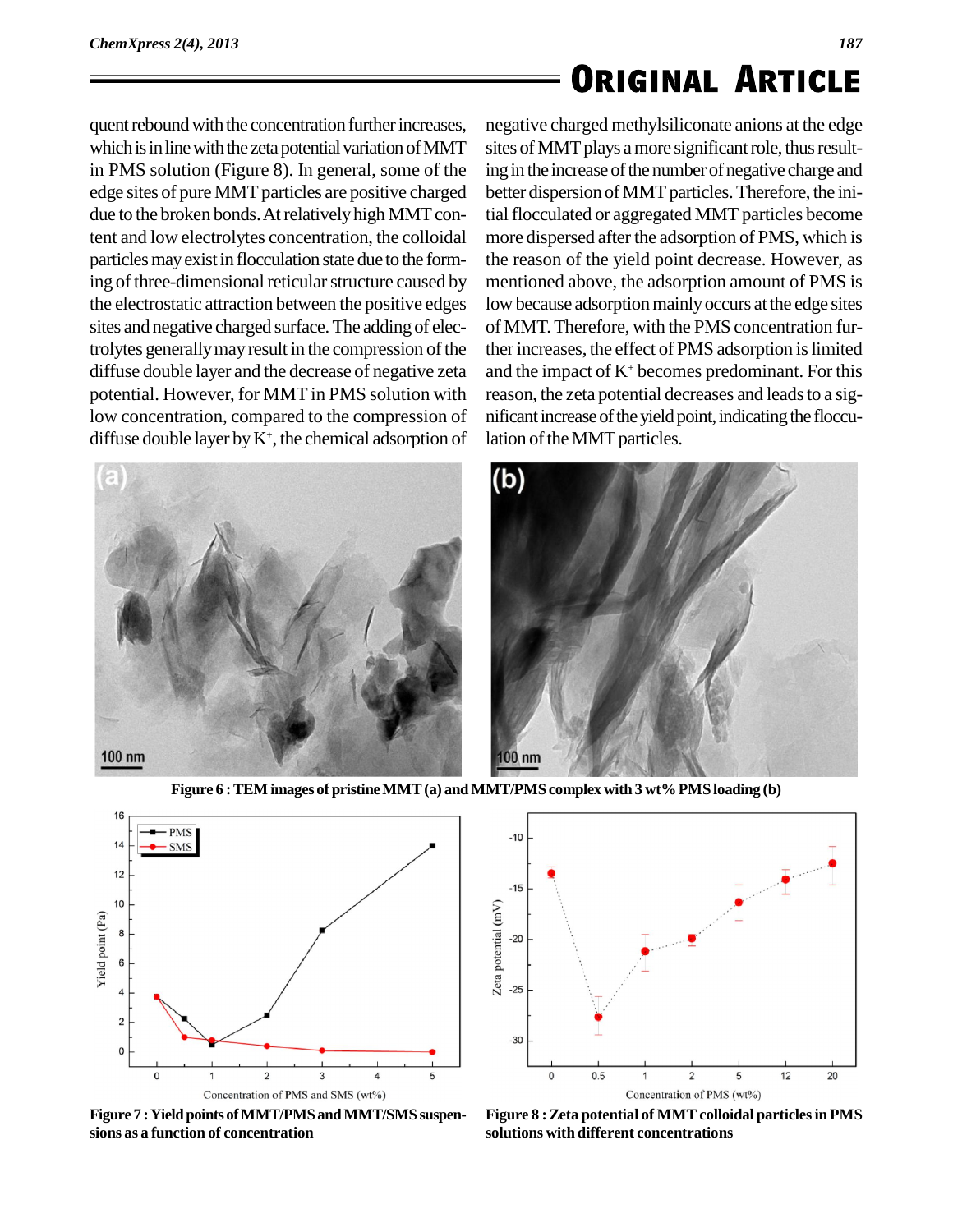quent rebound with the concentration further increases, which is in line with the zeta potential variation of MMT in PMS solution (Figure 8). In general, some of the edge sites of pure MMT particles are positive charged due to the broken bonds. At relatively high MMT content and low electrolytes concentration, the colloidal particles may exist in flocculation state due to the forming of three-dimensional reticular structure caused by the electrostatic attraction between the positive edges sites and negative charged surface. The adding of electrolytes generally may result in the compression of the diffuse double layer and the decrease of negative zeta potential. However, for MMT in PMS solution with low concentration, compared to the compression of diffuse double layer by $K^+$, the chemical adsorption of negative charged methylsiliconate anions at the edge sites of MMT plays a more significant role, thus resulting in the increase of the number of negative charge and better dispersion of MMT particles. Therefore, the initial flocculated or aggregated MMT particles become more dispersed after the adsorption of PMS, which is the reason of the yield point decrease. However, as mentioned above, the adsorption amount of PMS is low because adsorption mainly occurs at the edge sites of MMT. Therefore, with the PMS concentration further increases, the effect of PMS adsorption is limited and the impact of $K^+$ becomes predominant. For this reason, the zeta potential decreases and leads to a significant increase of the yield point, indicating the flocculation of the MMT particles.

**Figure 6 : TEM images of pristine MMT (a) and MMT/PMS complex with 3 wt% PMS loading (b)**

**Figure 7 : Yield points of MMT/PMS and MMT/SMS suspensions as a function of concentration**

**Figure 8 : Zeta potential of MMT colloidal particles in PMS solutions with different concentrations**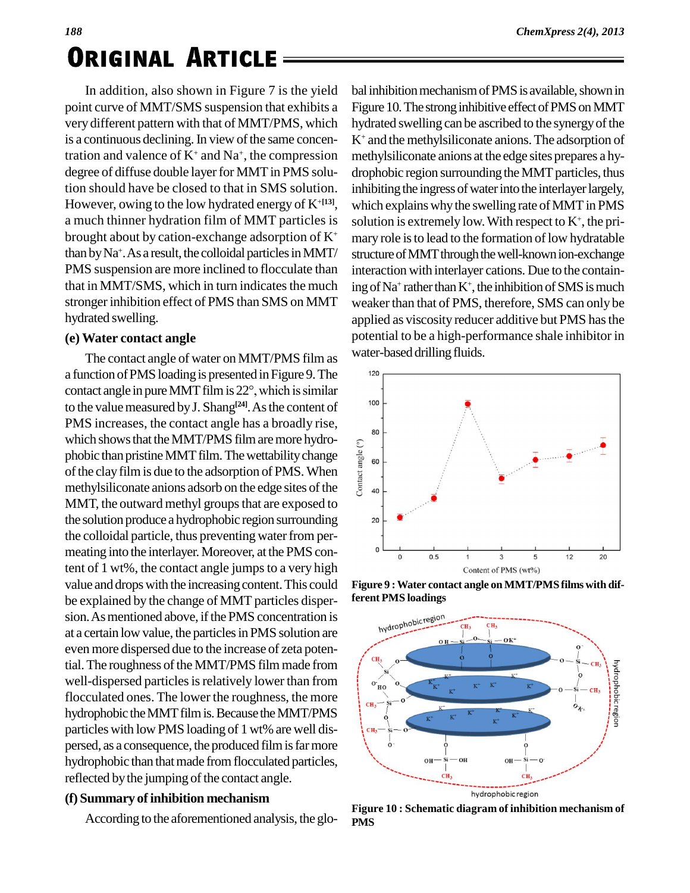In addition, also shown in Figure 7 is the yield point curve of MMT/SMS suspension that exhibits a very different pattern with that of MMT/PMS, which is a continuous declining. In view of the same concentration and valence of $K^+$ and $Na^+$, the compression degree of diffuse double layer for MMT in PMS solution should have be closed to that in SMS solution. However, owing to the low hydrated energy of $K^+$[13], a much thinner hydration film of MMT particles is brought about by cation-exchange adsorption of $K^+$ than by $Na^+$. As a result, the colloidal particles in MMT/PMS suspension are more inclined to flocculate than that in MMT/SMS, which in turn indicates the much stronger inhibition effect of PMS than SMS on MMT hydrated swelling.

**(e) Water contact angle**

The contact angle of water on MMT/PMS film as a function of PMS loading is presented in Figure 9. The contact angle in pure MMT film is 22°, which is similar to the value measured by J. Shang[24]. As the content of PMS increases, the contact angle has a broadly rise, which shows that the MMT/PMS film are more hydrophobic than pristine MMT film. The wettability change of the clay film is due to the adsorption of PMS. When methylsiliconate anions adsorb on the edge sites of the MMT, the outward methyl groups that are exposed to the solution produce a hydrophobic region surrounding the colloidal particle, thus preventing water from permeating into the interlayer. Moreover, at the PMS content of 1 wt%, the contact angle jumps to a very high value and drops with the increasing content. This could be explained by the change of MMT particles dispersion. As mentioned above, if the PMS concentration is at a certain low value, the particles in PMS solution are even more dispersed due to the increase of zeta potential. The roughness of the MMT/PMS film made from well-dispersed particles is relatively lower than from flocculated ones. The lower the roughness, the more hydrophobic the MMT film is. Because the MMT/PMS particles with low PMS loading of 1 wt% are well dispersed, as a consequence, the produced film is far more hydrophobic than that made from flocculated particles, reflected by the jumping of the contact angle.

**(f) Summary of inhibition mechanism**

According to the aforementioned analysis, the global inhibition mechanism of PMS is available, shown in Figure 10. The strong inhibitive effect of PMS on MMT hydrated swelling can be ascribed to the synergy of the $K^+$ and the methylsiliconate anions. The adsorption of methylsiliconate anions at the edge sites prepares a hydrophobic region surrounding the MMT particles, thus inhibiting the ingress of water into the interlayer largely, which explains why the swelling rate of MMT in PMS solution is extremely low. With respect to $K^+$, the primary role is to lead to the formation of low hydratable structure of MMT through the well-known ion-exchange interaction with interlayer cations. Due to the containing of $Na^+$ rather than $K^+$, the inhibition of SMS is much weaker than that of PMS, therefore, SMS can only be applied as viscosity reducer additive but PMS has the potential to be a high-performance shale inhibitor in water-based drilling fluids.

**Figure 9 : Water contact angle on MMT/PMS films with different PMS loadings**

**Figure 10 : Schematic diagram of inhibition mechanism of PMS**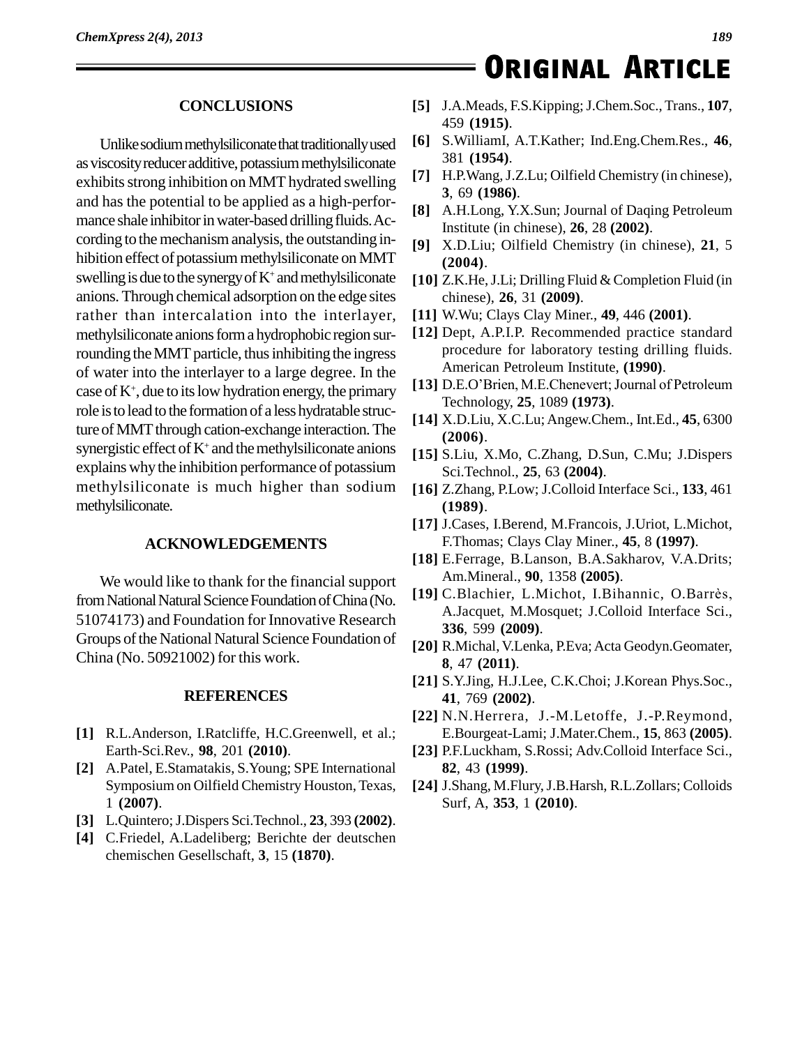## CONCLUSIONS

Unlike sodium methylsiliconate that traditionally used as viscosity reducer additive, potassium methylsiliconate exhibits strong inhibition on MMT hydrated swelling and has the potential to be applied as a high-performance shale inhibitor in water-based drilling fluids. According to the mechanism analysis, the outstanding inhibition effect of potassium methylsiliconate on MMT swelling is due to the synergy of $K^+$ and methylsiliconate anions. Through chemical adsorption on the edge sites rather than intercalation into the interlayer, methylsiliconate anions form a hydrophobic region surrounding the MMT particle, thus inhibiting the ingress of water into the interlayer to a large degree. In the case of $K^+$, due to its low hydration energy, the primary role is to lead to the formation of a less hydratable structure of MMT through cation-exchange interaction. The synergistic effect of $K^+$ and the methylsiliconate anions explains why the inhibition performance of potassium methylsiliconate is much higher than sodium methylsiliconate.

## ACKNOWLEDGEMENTS

We would like to thank for the financial support from National Natural Science Foundation of China (No. 51074173) and Foundation for Innovative Research Groups of the National Natural Science Foundation of China (No. 50921002) for this work.

## REFERENCES

**[1]** R.L.Anderson, I.Ratcliffe, H.C.Greenwell, et al.; Earth-Sci.Rev., **98**, 201 **(2010)**.

**[2]** A.Patel, E.Stamatakis, S.Young; SPE International Symposium on Oilfield Chemistry Houston, Texas, 1 **(2007)**.

**[3]** L.Quintero; J.Dispers Sci.Technol., **23**, 393 **(2002)**.

**[4]** C.Friedel, A.Ladeliberg; Berichte der deutschen chemischen Gesellschaft, **3**, 15 **(1870)**.

**[5]** J.A.Meads, F.S.Kipping; J.Chem.Soc., Trans., **107**, 459 **(1915)**.

**[6]** S.WilliamI, A.T.Kather; Ind.Eng.Chem.Res., **46**, 381 **(1954)**.

**[7]** H.P.Wang, J.Z.Lu; Oilfield Chemistry (in chinese), **3**, 69 **(1986)**.

**[8]** A.H.Long, Y.X.Sun; Journal of Daqing Petroleum Institute (in chinese), **26**, 28 **(2002)**.

**[9]** X.D.Liu; Oilfield Chemistry (in chinese), **21**, 5 **(2004)**.

**[10]** Z.K.He, J.Li; Drilling Fluid & Completion Fluid (in chinese), **26**, 31 **(2009)**.

**[11]** W.Wu; Clays Clay Miner., **49**, 446 **(2001)**.

**[12]** Dept, A.P.I.P. Recommended practice standard procedure for laboratory testing drilling fluids. American Petroleum Institute, **(1990)**.

**[13]** D.E.O'Brien, M.E.Chenevert; Journal of Petroleum Technology, **25**, 1089 **(1973)**.

**[14]** X.D.Liu, X.C.Lu; Angew.Chem., Int.Ed., **45**, 6300 **(2006)**.

**[15]** S.Liu, X.Mo, C.Zhang, D.Sun, C.Mu; J.Dispers Sci.Technol., **25**, 63 **(2004)**.

**[16]** Z.Zhang, P.Low; J.Colloid Interface Sci., **133**, 461 **(1989)**.

**[17]** J.Cases, I.Berend, M.Francois, J.Uriot, L.Michot, F.Thomas; Clays Clay Miner., **45**, 8 **(1997)**.

**[18]** E.Ferrage, B.Lanson, B.A.Sakharov, V.A.Drits; Am.Mineral., **90**, 1358 **(2005)**.

**[19]** C.Blachier, L.Michot, I.Bihannic, O.Barrès, A.Jacquet, M.Mosquet; J.Colloid Interface Sci., **336**, 599 **(2009)**.

**[20]** R.Michal, V.Lenka, P.Eva; Acta Geodyn.Geomater, **8**, 47 **(2011)**.

**[21]** S.Y.Jing, H.J.Lee, C.K.Choi; J.Korean Phys.Soc., **41**, 769 **(2002)**.

**[22]** N.N.Herrera, J.-M.Letoffe, J.-P.Reymond, E.Bourgeat-Lami; J.Mater.Chem., **15**, 863 **(2005)**.

**[23]** P.F.Luckham, S.Rossi; Adv.Colloid Interface Sci., **82**, 43 **(1999)**.

**[24]** J.Shang, M.Flury, J.B.Harsh, R.L.Zollars; Colloids Surf, A, **353**, 1 **(2010)**.